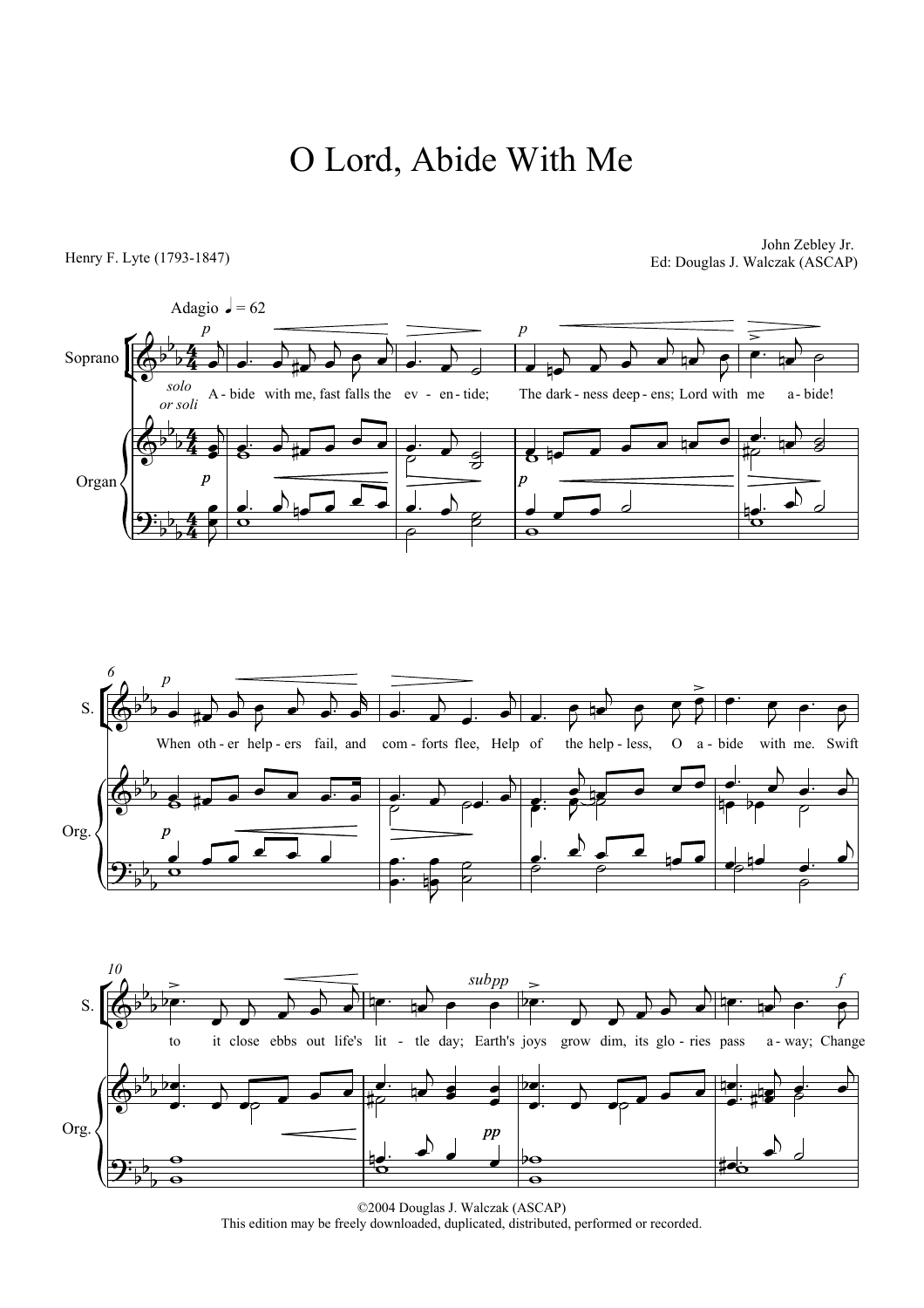# O Lord, Abide With Me

Henry F. Lyte (1793-1847)

John Zebley Jr.
Ed: Douglas J. Walczak (ASCAP)

©2004 Douglas J. Walczak (ASCAP)
This edition may be freely downloaded, duplicated, distributed, performed or recorded.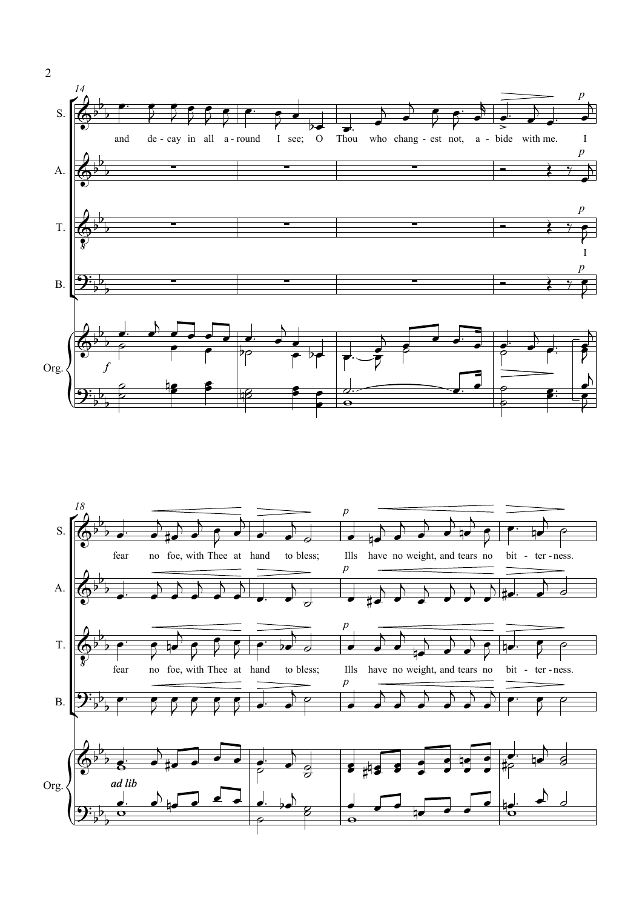14

S. and de - cay in all a - round I see; O Thou who chang - est not, a - bide with me. I

T. I

Org. *f*

18

S. fear no foe, with Thee at hand to bless; Ills have no weight, and tears no bit - ter - ness.

T. fear no foe, with Thee at hand to bless; Ills have no weight, and tears no bit - ter - ness.

Org. *ad lib*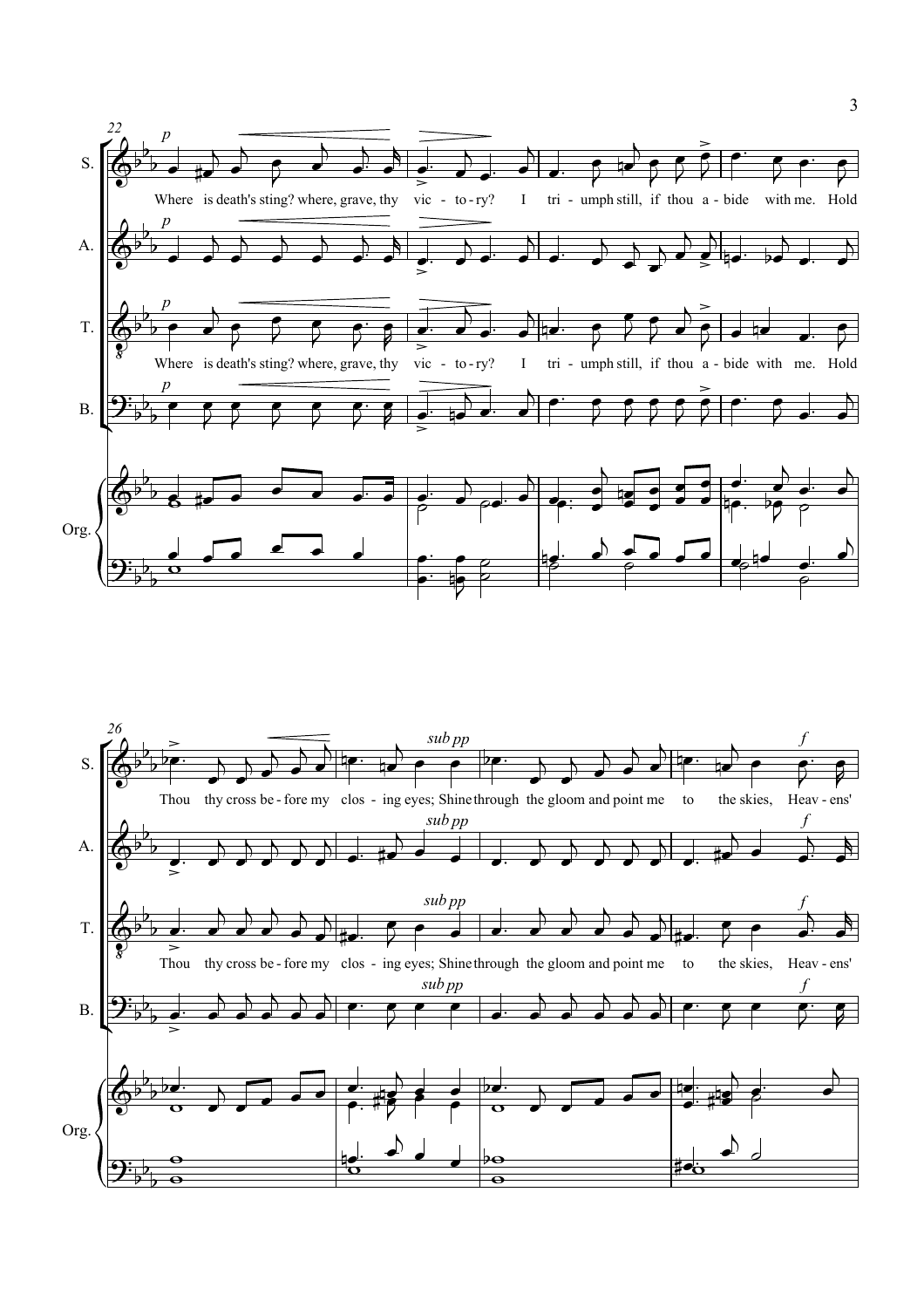22

S. A. T. B.

*p*

Where is death's sting? where, grave, thy vic - to - ry? I tri - umph still, if thou a - bide with me. Hold

Org.

26

Thou thy cross be - fore my clos - ing eyes; Shine through the gloom and point me to the skies, Heav - ens'

*sub pp*

*f*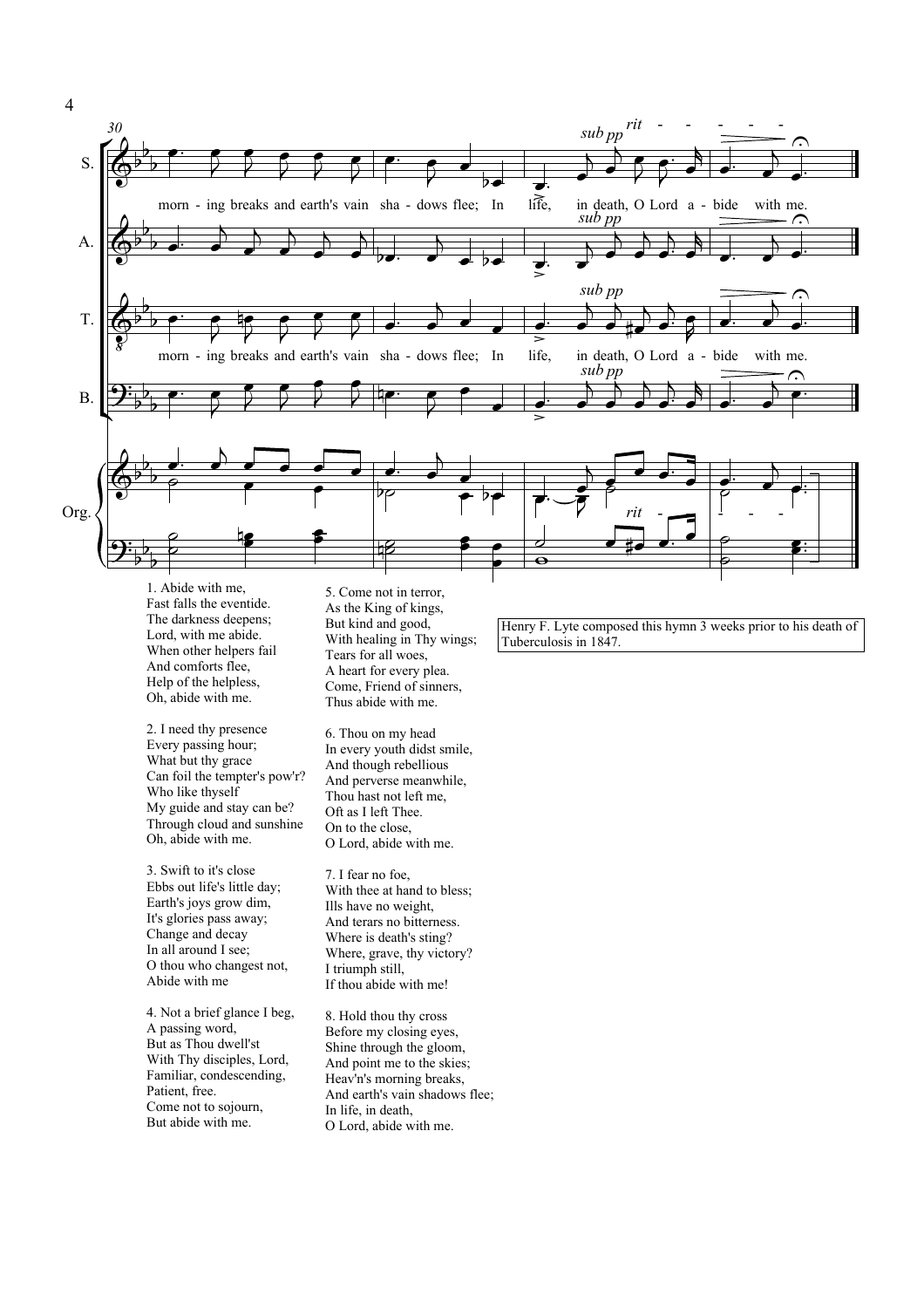1. Abide with me,
Fast falls the eventide.
The darkness deepens;
Lord, with me abide.
When other helpers fail
And comforts flee,
Help of the helpless,
Oh, abide with me.

2. I need thy presence
Every passing hour;
What but thy grace
Can foil the tempter's pow'r?
Who like thyself
My guide and stay can be?
Through cloud and sunshine
Oh, abide with me.

3. Swift to it's close
Ebbs out life's little day;
Earth's joys grow dim,
It's glories pass away;
Change and decay
In all around I see;
O thou who changest not,
Abide with me

4. Not a brief glance I beg,
A passing word,
But as Thou dwell'st
With Thy disciples, Lord,
Familiar, condescending,
Patient, free.
Come not to sojourn,
But abide with me.

5. Come not in terror,
As the King of kings,
But kind and good,
With healing in Thy wings;
Tears for all woes,
A heart for every plea.
Come, Friend of sinners,
Thus abide with me.

6. Thou on my head
In every youth didst smile,
And though rebellious
And perverse meanwhile,
Thou hast not left me,
Oft as I left Thee.
On to the close,
O Lord, abide with me.

7. I fear no foe,
With thee at hand to bless;
Ills have no weight,
And terars no bitterness.
Where is death's sting?
Where, grave, thy victory?
I triumph still,
If thou abide with me!

8. Hold thou thy cross
Before my closing eyes,
Shine through the gloom,
And point me to the skies;
Heav'n's morning breaks,
And earth's vain shadows flee;
In life, in death,
O Lord, abide with me.

Henry F. Lyte composed this hymn 3 weeks prior to his death of Tuberculosis in 1847.